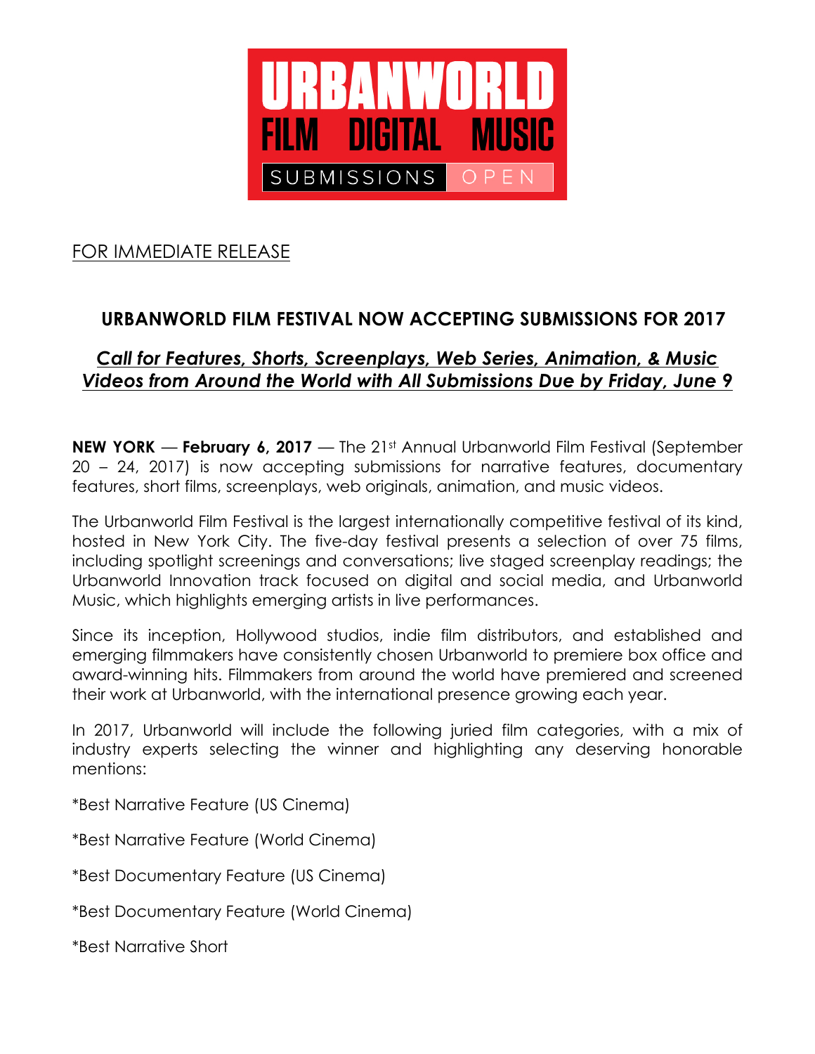URBANWORLD
FILM DIGITAL MUSIC
SUBMISSIONS OPEN

FOR IMMEDIATE RELEASE

## URBANWORLD FILM FESTIVAL NOW ACCEPTING SUBMISSIONS FOR 2017

***Call for Features, Shorts, Screenplays, Web Series, Animation, & Music Videos from Around the World with All Submissions Due by Friday, June 9***

**NEW YORK** — **February 6, 2017** — The 21st Annual Urbanworld Film Festival (September 20 – 24, 2017) is now accepting submissions for narrative features, documentary features, short films, screenplays, web originals, animation, and music videos.

The Urbanworld Film Festival is the largest internationally competitive festival of its kind, hosted in New York City. The five-day festival presents a selection of over 75 films, including spotlight screenings and conversations; live staged screenplay readings; the Urbanworld Innovation track focused on digital and social media, and Urbanworld Music, which highlights emerging artists in live performances.

Since its inception, Hollywood studios, indie film distributors, and established and emerging filmmakers have consistently chosen Urbanworld to premiere box office and award-winning hits. Filmmakers from around the world have premiered and screened their work at Urbanworld, with the international presence growing each year.

In 2017, Urbanworld will include the following juried film categories, with a mix of industry experts selecting the winner and highlighting any deserving honorable mentions:

*Best Narrative Feature (US Cinema)

*Best Narrative Feature (World Cinema)

*Best Documentary Feature (US Cinema)

*Best Documentary Feature (World Cinema)

*Best Narrative Short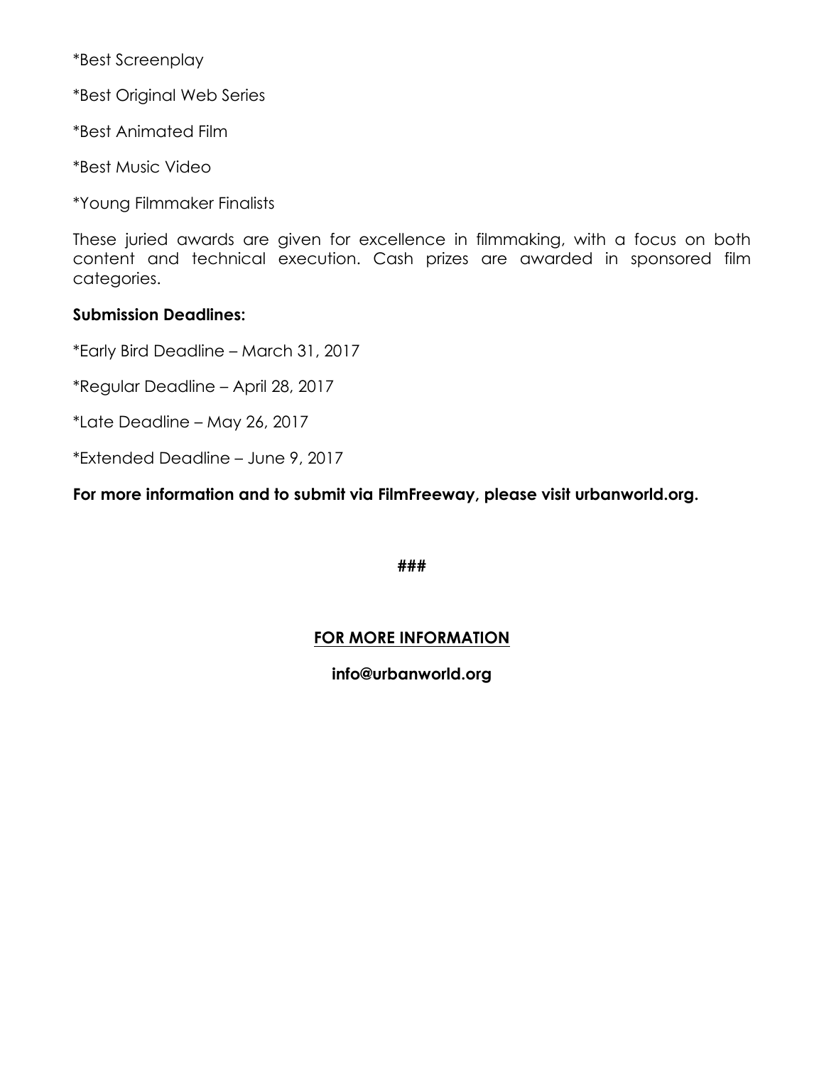*Best Screenplay

*Best Original Web Series

*Best Animated Film

*Best Music Video

*Young Filmmaker Finalists

These juried awards are given for excellence in filmmaking, with a focus on both content and technical execution. Cash prizes are awarded in sponsored film categories.

**Submission Deadlines:**

*Early Bird Deadline – March 31, 2017

*Regular Deadline – April 28, 2017

*Late Deadline – May 26, 2017

*Extended Deadline – June 9, 2017

**For more information and to submit via FilmFreeway, please visit urbanworld.org.**

**###**

**FOR MORE INFORMATION**

**info@urbanworld.org**